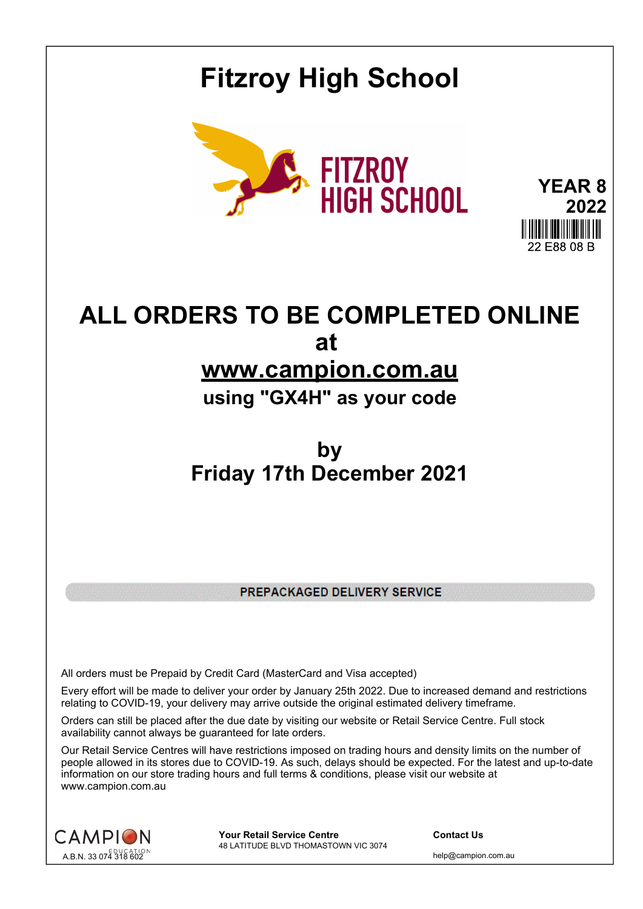# Fitzroy High School

FITZROY HIGH SCHOOL

**YEAR 8**
**2022**

22 E88 08 B

## ALL ORDERS TO BE COMPLETED ONLINE at www.campion.com.au

### using "GX4H" as your code

### by Friday 17th December 2021

**PREPACKAGED DELIVERY SERVICE**

All orders must be Prepaid by Credit Card (MasterCard and Visa accepted)

Every effort will be made to deliver your order by January 25th 2022. Due to increased demand and restrictions relating to COVID-19, your delivery may arrive outside the original estimated delivery timeframe.

Orders can still be placed after the due date by visiting our website or Retail Service Centre. Full stock availability cannot always be guaranteed for late orders.

Our Retail Service Centres will have restrictions imposed on trading hours and density limits on the number of people allowed in its stores due to COVID-19. As such, delays should be expected. For the latest and up-to-date information on our store trading hours and full terms & conditions, please visit our website at www.campion.com.au

CAMPION EDUCATION
A.B.N. 33 074 318 602

**Your Retail Service Centre**
48 LATITUDE BLVD THOMASTOWN VIC 3074

**Contact Us**
help@campion.com.au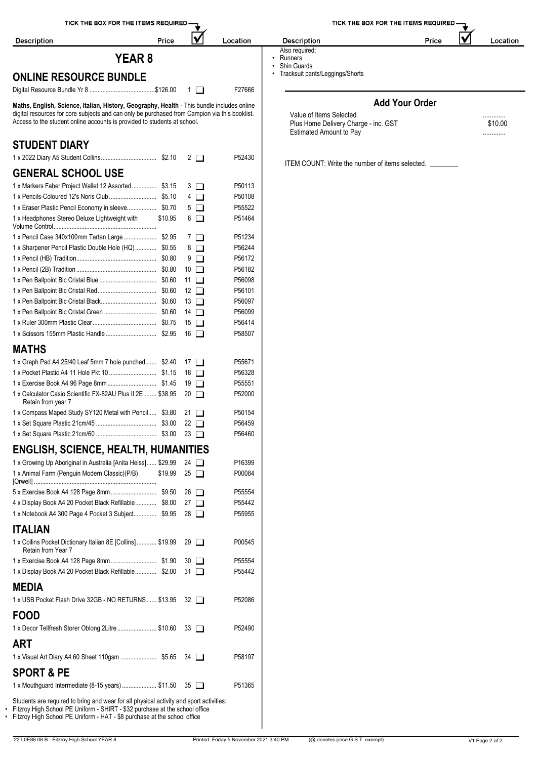| Description | Price | TICK THE BOX FOR THE ITEMS REQUIRED | Location |
|---|---|---|---|

# YEAR 8

## ONLINE RESOURCE BUNDLE

| Description | Price | | Location |
|---|---|---|---|
| Digital Resource Bundle Yr 8 | $126.00 | 1 ☐ | F27666 |

**Maths, English, Science, Italian, History, Geography, Health** - This bundle includes online digital resources for core subjects and can only be purchased from Campion via this booklist. Access to the student online accounts is provided to students at school.

## STUDENT DIARY

| Description | Price | | Location |
|---|---|---|---|
| 1 x 2022 Diary A5 Student Collins | $2.10 | 2 ☐ | P52430 |

## GENERAL SCHOOL USE

| Description | Price | | Location |
|---|---|---|---|
| 1 x Markers Faber Project Wallet 12 Assorted | $3.15 | 3 ☐ | P50113 |
| 1 x Pencils-Coloured 12's Noris Club | $5.10 | 4 ☐ | P50108 |
| 1 x Eraser Plastic Pencil Economy in sleeve | $0.70 | 5 ☐ | P55522 |
| 1 x Headphones Stereo Deluxe Lightweight with Volume Control | $10.95 | 6 ☐ | P51464 |
| 1 x Pencil Case 340x100mm Tartan Large | $2.95 | 7 ☐ | P51234 |
| 1 x Sharpener Pencil Plastic Double Hole (HQ) | $0.55 | 8 ☐ | P56244 |
| 1 x Pencil (HB) Tradition | $0.80 | 9 ☐ | P56172 |
| 1 x Pencil (2B) Tradition | $0.80 | 10 ☐ | P56182 |
| 1 x Pen Ballpoint Bic Cristal Blue | $0.60 | 11 ☐ | P56098 |
| 1 x Pen Ballpoint Bic Cristal Red | $0.60 | 12 ☐ | P56101 |
| 1 x Pen Ballpoint Bic Cristal Black | $0.60 | 13 ☐ | P56097 |
| 1 x Pen Ballpoint Bic Cristal Green | $0.60 | 14 ☐ | P56099 |
| 1 x Ruler 300mm Plastic Clear | $0.75 | 15 ☐ | P56414 |
| 1 x Scissors 155mm Plastic Handle | $2.95 | 16 ☐ | P58507 |

## MATHS

| Description | Price | | Location |
|---|---|---|---|
| 1 x Graph Pad A4 25/40 Leaf 5mm 7 hole punched | $2.40 | 17 ☐ | P55671 |
| 1 x Pocket Plastic A4 11 Hole Pkt 10 | $1.15 | 18 ☐ | P56328 |
| 1 x Exercise Book A4 96 Page 8mm | $1.45 | 19 ☐ | P55551 |
| 1 x Calculator Casio Scientific FX-82AU Plus II 2E Retain from year 7 | $38.95 | 20 ☐ | P52000 |
| 1 x Compass Maped Study SY120 Metal with Pencil | $3.80 | 21 ☐ | P50154 |
| 1 x Set Square Plastic 21cm/45 | $3.00 | 22 ☐ | P56459 |
| 1 x Set Square Plastic 21cm/60 | $3.00 | 23 ☐ | P56460 |

## ENGLISH, SCIENCE, HEALTH, HUMANITIES

| Description | Price | | Location |
|---|---|---|---|
| 1 x Growing Up Aboriginal in Australia [Anita Heiss] | $29.99 | 24 ☐ | P16399 |
| 1 x Animal Farm (Penguin Modern Classic)(P/B) [Orwell] | $19.99 | 25 ☐ | P00084 |
| 5 x Exercise Book A4 128 Page 8mm | $9.50 | 26 ☐ | P55554 |
| 4 x Display Book A4 20 Pocket Black Refillable | $8.00 | 27 ☐ | P55442 |
| 1 x Notebook A4 300 Page 4 Pocket 3 Subject | $9.95 | 28 ☐ | P55955 |

## ITALIAN

| Description | Price | | Location |
|---|---|---|---|
| 1 x Collins Pocket Dictionary Italian 8E [Collins] Retain from Year 7 | $19.99 | 29 ☐ | P00545 |
| 1 x Exercise Book A4 128 Page 8mm | $1.90 | 30 ☐ | P55554 |
| 1 x Display Book A4 20 Pocket Black Refillable | $2.00 | 31 ☐ | P55442 |

## MEDIA

| Description | Price | | Location |
|---|---|---|---|
| 1 x USB Pocket Flash Drive 32GB - NO RETURNS | $13.95 | 32 ☐ | P52086 |

## FOOD

| Description | Price | | Location |
|---|---|---|---|
| 1 x Decor Tellfresh Storer Oblong 2Litre | $10.60 | 33 ☐ | P52490 |

## ART

| Description | Price | | Location |
|---|---|---|---|
| 1 x Visual Art Diary A4 60 Sheet 110gsm | $5.65 | 34 ☐ | P58197 |

## SPORT & PE

| Description | Price | | Location |
|---|---|---|---|
| 1 x Mouthguard Intermediate (8-15 years) | $11.50 | 35 ☐ | P51365 |

Students are required to bring and wear for all physical activity and sport activities:

- Fitzroy High School PE Uniform - SHIRT - $32 purchase at the school office
- Fitzroy High School PE Uniform - HAT - $8 purchase at the school office

Also required:

- Runners
- Shin Guards
- Tracksuit pants/Leggings/Shorts

## Add Your Order

| | |
|---|---|
| Value of Items Selected | ............ |
| Plus Home Delivery Charge - inc. GST | $10.00 |
| Estimated Amount to Pay | ............ |

ITEM COUNT: Write the number of items selected. ________

22 L0E88 08 B - Fitzroy High School YEAR 8 — Printed: Friday 5 November 2021 3:40 PM — (@ denotes price G.S.T. exempt)